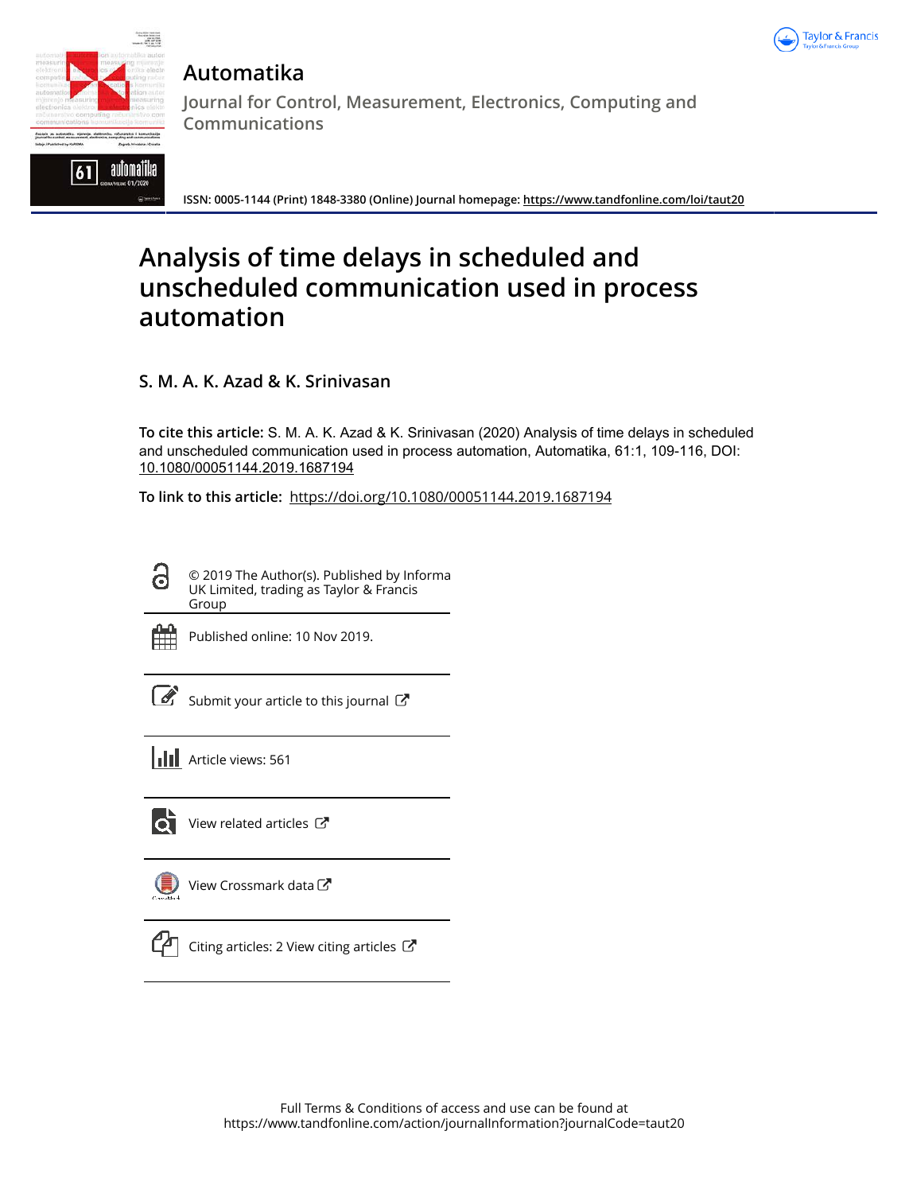# Automatika

Journal for Control, Measurement, Electronics, Computing and Communications

ISSN: 0005-1144 (Print) 1848-3380 (Online) Journal homepage: https://www.tandfonline.com/loi/taut20

# Analysis of time delays in scheduled and unscheduled communication used in process automation

S. M. A. K. Azad & K. Srinivasan

**To cite this article:** S. M. A. K. Azad & K. Srinivasan (2020) Analysis of time delays in scheduled and unscheduled communication used in process automation, Automatika, 61:1, 109-116, DOI: 10.1080/00051144.2019.1687194

**To link to this article:** https://doi.org/10.1080/00051144.2019.1687194

© 2019 The Author(s). Published by Informa UK Limited, trading as Taylor & Francis Group

Published online: 10 Nov 2019.

Submit your article to this journal

Article views: 561

View related articles

View Crossmark data

Citing articles: 2 View citing articles

Full Terms & Conditions of access and use can be found at
https://www.tandfonline.com/action/journalInformation?journalCode=taut20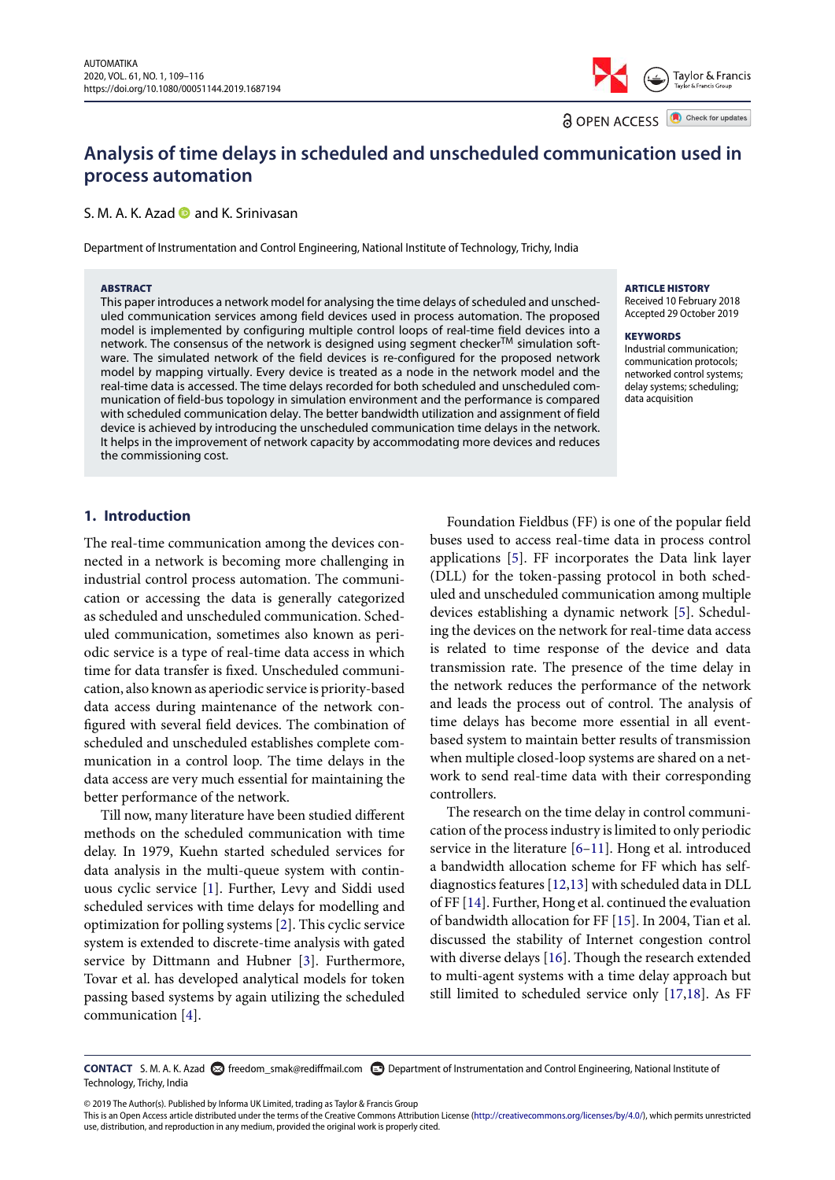# Analysis of time delays in scheduled and unscheduled communication used in process automation

S. M. A. K. Azad and K. Srinivasan

Department of Instrumentation and Control Engineering, National Institute of Technology, Trichy, India

**ABSTRACT**

This paper introduces a network model for analysing the time delays of scheduled and unscheduled communication services among field devices used in process automation. The proposed model is implemented by configuring multiple control loops of real-time field devices into a network. The consensus of the network is designed using segment checker™ simulation software. The simulated network of the field devices is re-configured for the proposed network model by mapping virtually. Every device is treated as a node in the network model and the real-time data is accessed. The time delays recorded for both scheduled and unscheduled communication of field-bus topology in simulation environment and the performance is compared with scheduled communication delay. The better bandwidth utilization and assignment of field device is achieved by introducing the unscheduled communication time delays in the network. It helps in the improvement of network capacity by accommodating more devices and reduces the commissioning cost.

**ARTICLE HISTORY**
Received 10 February 2018
Accepted 29 October 2019

**KEYWORDS**
Industrial communication; communication protocols; networked control systems; delay systems; scheduling; data acquisition

## 1. Introduction

The real-time communication among the devices connected in a network is becoming more challenging in industrial control process automation. The communication or accessing the data is generally categorized as scheduled and unscheduled communication. Scheduled communication, sometimes also known as periodic service is a type of real-time data access in which time for data transfer is fixed. Unscheduled communication, also known as aperiodic service is priority-based data access during maintenance of the network configured with several field devices. The combination of scheduled and unscheduled establishes complete communication in a control loop. The time delays in the data access are very much essential for maintaining the better performance of the network.

Till now, many literature have been studied different methods on the scheduled communication with time delay. In 1979, Kuehn started scheduled services for data analysis in the multi-queue system with continuous cyclic service [1]. Further, Levy and Siddi used scheduled services with time delays for modelling and optimization for polling systems [2]. This cyclic service system is extended to discrete-time analysis with gated service by Dittmann and Hubner [3]. Furthermore, Tovar et al. has developed analytical models for token passing based systems by again utilizing the scheduled communication [4].

Foundation Fieldbus (FF) is one of the popular field buses used to access real-time data in process control applications [5]. FF incorporates the Data link layer (DLL) for the token-passing protocol in both scheduled and unscheduled communication among multiple devices establishing a dynamic network [5]. Scheduling the devices on the network for real-time data access is related to time response of the device and data transmission rate. The presence of the time delay in the network reduces the performance of the network and leads the process out of control. The analysis of time delays has become more essential in all event-based system to maintain better results of transmission when multiple closed-loop systems are shared on a network to send real-time data with their corresponding controllers.

The research on the time delay in control communication of the process industry is limited to only periodic service in the literature [6–11]. Hong et al. introduced a bandwidth allocation scheme for FF which has self-diagnostics features [12,13] with scheduled data in DLL of FF [14]. Further, Hong et al. continued the evaluation of bandwidth allocation for FF [15]. In 2004, Tian et al. discussed the stability of Internet congestion control with diverse delays [16]. Though the research extended to multi-agent systems with a time delay approach but still limited to scheduled service only [17,18]. As FF

**CONTACT** S. M. A. K. Azad freedom_smak@rediffmail.com Department of Instrumentation and Control Engineering, National Institute of Technology, Trichy, India

© 2019 The Author(s). Published by Informa UK Limited, trading as Taylor & Francis Group
This is an Open Access article distributed under the terms of the Creative Commons Attribution License (http://creativecommons.org/licenses/by/4.0/), which permits unrestricted use, distribution, and reproduction in any medium, provided the original work is properly cited.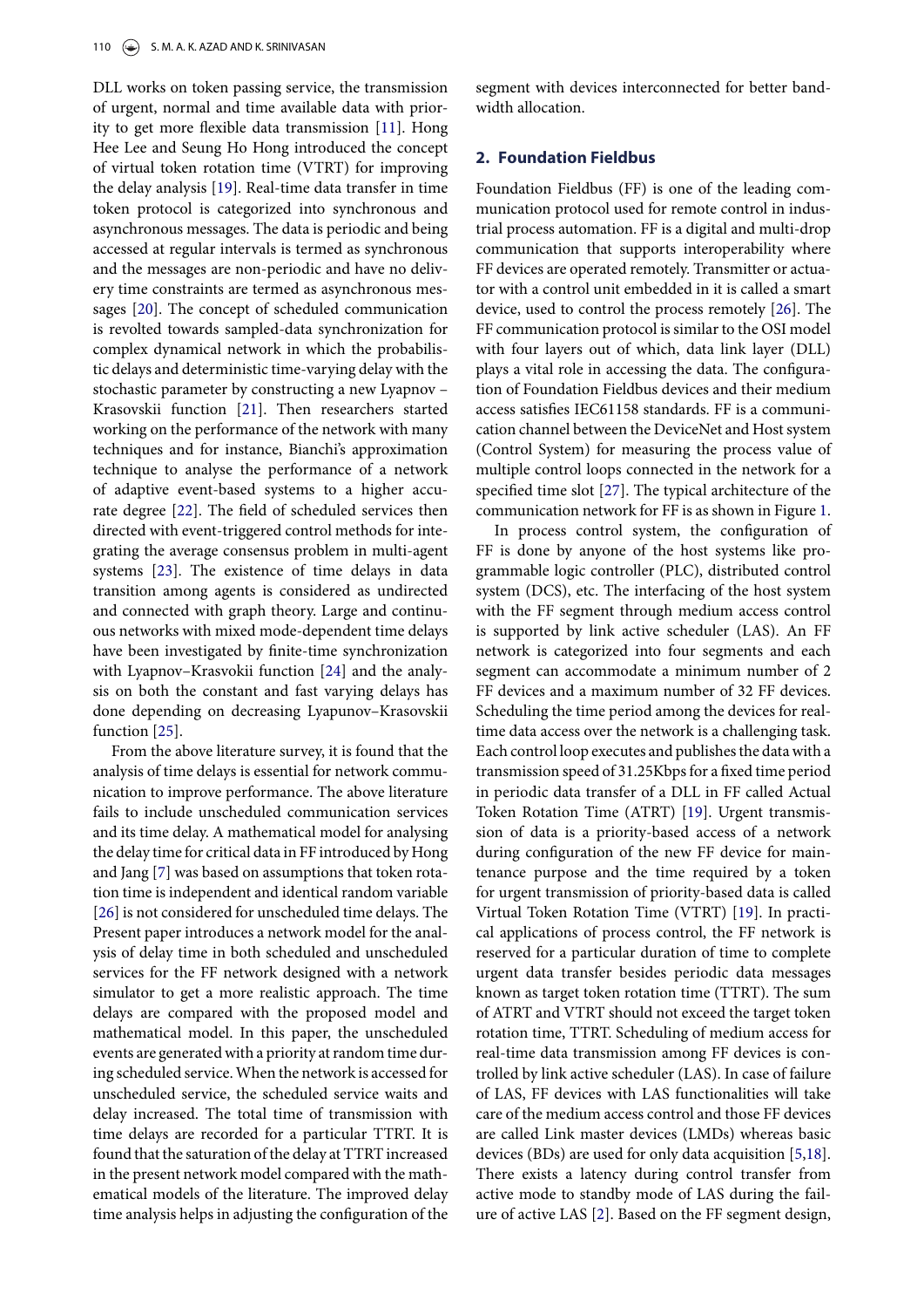DLL works on token passing service, the transmission of urgent, normal and time available data with priority to get more flexible data transmission [11]. Hong Hee Lee and Seung Ho Hong introduced the concept of virtual token rotation time (VTRT) for improving the delay analysis [19]. Real-time data transfer in time token protocol is categorized into synchronous and asynchronous messages. The data is periodic and being accessed at regular intervals is termed as synchronous and the messages are non-periodic and have no delivery time constraints are termed as asynchronous messages [20]. The concept of scheduled communication is revolted towards sampled-data synchronization for complex dynamical network in which the probabilistic delays and deterministic time-varying delay with the stochastic parameter by constructing a new Lyapnov – Krasovskii function [21]. Then researchers started working on the performance of the network with many techniques and for instance, Bianchi's approximation technique to analyse the performance of a network of adaptive event-based systems to a higher accurate degree [22]. The field of scheduled services then directed with event-triggered control methods for integrating the average consensus problem in multi-agent systems [23]. The existence of time delays in data transition among agents is considered as undirected and connected with graph theory. Large and continuous networks with mixed mode-dependent time delays have been investigated by finite-time synchronization with Lyapnov–Krasvokii function [24] and the analysis on both the constant and fast varying delays has done depending on decreasing Lyapunov–Krasovskii function [25].

From the above literature survey, it is found that the analysis of time delays is essential for network communication to improve performance. The above literature fails to include unscheduled communication services and its time delay. A mathematical model for analysing the delay time for critical data in FF introduced by Hong and Jang [7] was based on assumptions that token rotation time is independent and identical random variable [26] is not considered for unscheduled time delays. The Present paper introduces a network model for the analysis of delay time in both scheduled and unscheduled services for the FF network designed with a network simulator to get a more realistic approach. The time delays are compared with the proposed model and mathematical model. In this paper, the unscheduled events are generated with a priority at random time during scheduled service. When the network is accessed for unscheduled service, the scheduled service waits and delay increased. The total time of transmission with time delays are recorded for a particular TTRT. It is found that the saturation of the delay at TTRT increased in the present network model compared with the mathematical models of the literature. The improved delay time analysis helps in adjusting the configuration of the segment with devices interconnected for better bandwidth allocation.

## 2. Foundation Fieldbus

Foundation Fieldbus (FF) is one of the leading communication protocol used for remote control in industrial process automation. FF is a digital and multi-drop communication that supports interoperability where FF devices are operated remotely. Transmitter or actuator with a control unit embedded in it is called a smart device, used to control the process remotely [26]. The FF communication protocol is similar to the OSI model with four layers out of which, data link layer (DLL) plays a vital role in accessing the data. The configuration of Foundation Fieldbus devices and their medium access satisfies IEC61158 standards. FF is a communication channel between the DeviceNet and Host system (Control System) for measuring the process value of multiple control loops connected in the network for a specified time slot [27]. The typical architecture of the communication network for FF is as shown in Figure 1.

In process control system, the configuration of FF is done by anyone of the host systems like programmable logic controller (PLC), distributed control system (DCS), etc. The interfacing of the host system with the FF segment through medium access control is supported by link active scheduler (LAS). An FF network is categorized into four segments and each segment can accommodate a minimum number of 2 FF devices and a maximum number of 32 FF devices. Scheduling the time period among the devices for real-time data access over the network is a challenging task. Each control loop executes and publishes the data with a transmission speed of 31.25Kbps for a fixed time period in periodic data transfer of a DLL in FF called Actual Token Rotation Time (ATRT) [19]. Urgent transmission of data is a priority-based access of a network during configuration of the new FF device for maintenance purpose and the time required by a token for urgent transmission of priority-based data is called Virtual Token Rotation Time (VTRT) [19]. In practical applications of process control, the FF network is reserved for a particular duration of time to complete urgent data transfer besides periodic data messages known as target token rotation time (TTRT). The sum of ATRT and VTRT should not exceed the target token rotation time, TTRT. Scheduling of medium access for real-time data transmission among FF devices is controlled by link active scheduler (LAS). In case of failure of LAS, FF devices with LAS functionalities will take care of the medium access control and those FF devices are called Link master devices (LMDs) whereas basic devices (BDs) are used for only data acquisition [5,18]. There exists a latency during control transfer from active mode to standby mode of LAS during the failure of active LAS [2]. Based on the FF segment design,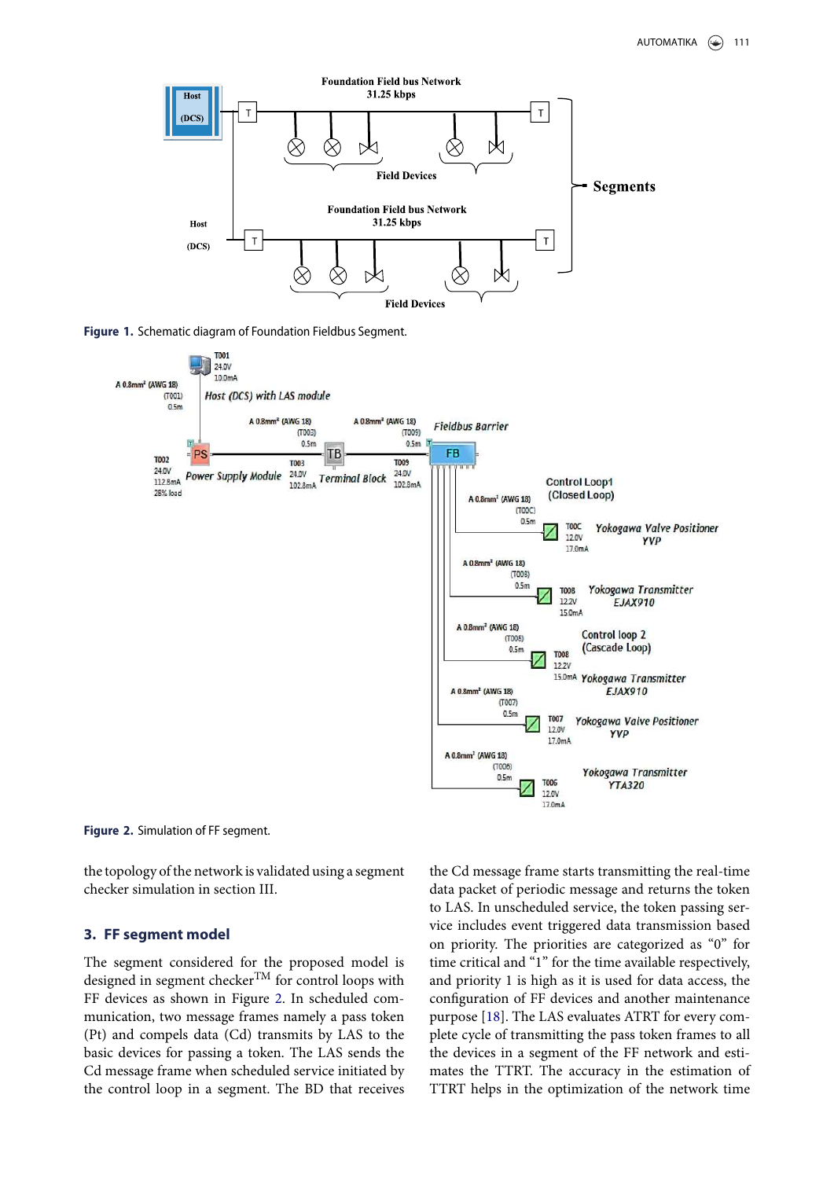Figure 1. Schematic diagram of Foundation Fieldbus Segment.

Figure 2. Simulation of FF segment.

the topology of the network is validated using a segment checker simulation in section III.

## 3. FF segment model

The segment considered for the proposed model is designed in segment checker$^{TM}$ for control loops with FF devices as shown in Figure 2. In scheduled communication, two message frames namely a pass token (Pt) and compels data (Cd) transmits by LAS to the basic devices for passing a token. The LAS sends the Cd message frame when scheduled service initiated by the control loop in a segment. The BD that receives the Cd message frame starts transmitting the real-time data packet of periodic message and returns the token to LAS. In unscheduled service, the token passing service includes event triggered data transmission based on priority. The priorities are categorized as "0" for time critical and "1" for the time available respectively, and priority 1 is high as it is used for data access, the configuration of FF devices and another maintenance purpose [18]. The LAS evaluates ATRT for every complete cycle of transmitting the pass token frames to all the devices in a segment of the FF network and estimates the TTRT. The accuracy in the estimation of TTRT helps in the optimization of the network time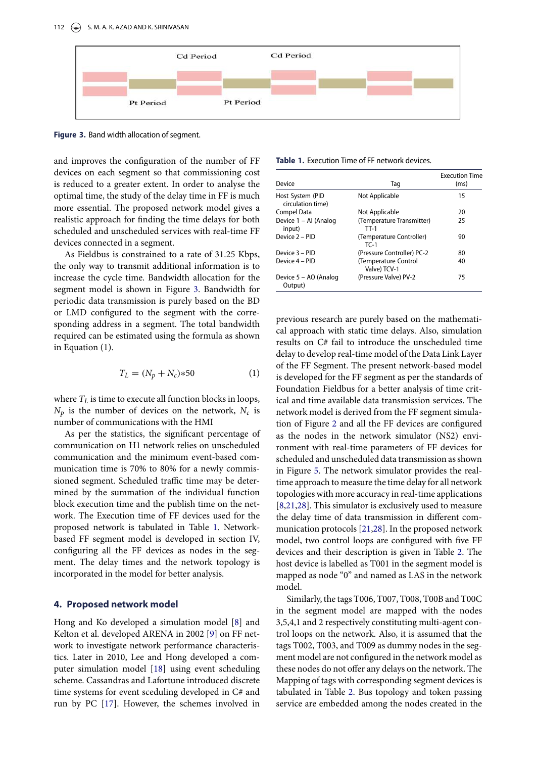Cd Period Cd Period

Pt Period Pt Period

**Figure 3.** Band width allocation of segment.

and improves the configuration of the number of FF devices on each segment so that commissioning cost is reduced to a greater extent. In order to analyse the optimal time, the study of the delay time in FF is much more essential. The proposed network model gives a realistic approach for finding the time delays for both scheduled and unscheduled services with real-time FF devices connected in a segment.

As Fieldbus is constrained to a rate of 31.25 Kbps, the only way to transmit additional information is to increase the cycle time. Bandwidth allocation for the segment model is shown in Figure 3. Bandwidth for periodic data transmission is purely based on the BD or LMD configured to the segment with the corresponding address in a segment. The total bandwidth required can be estimated using the formula as shown in Equation (1).

$$T_L = (N_p + N_c)*50 \tag{1}$$

where $T_L$ is time to execute all function blocks in loops, $N_p$ is the number of devices on the network, $N_c$ is number of communications with the HMI

As per the statistics, the significant percentage of communication on H1 network relies on unscheduled communication and the minimum event-based communication time is 70% to 80% for a newly commissioned segment. Scheduled traffic time may be determined by the summation of the individual function block execution time and the publish time on the network. The Execution time of FF devices used for the proposed network is tabulated in Table 1. Network-based FF segment model is developed in section IV, configuring all the FF devices as nodes in the segment. The delay times and the network topology is incorporated in the model for better analysis.

**Table 1.** Execution Time of FF network devices.

| Device | Tag | Execution Time (ms) |
|---|---|---|
| Host System (PID circulation time) | Not Applicable | 15 |
| Compel Data | Not Applicable | 20 |
| Device 1 – AI (Analog input) | (Temperature Transmitter) TT-1 | 25 |
| Device 2 – PID | (Temperature Controller) TC-1 | 90 |
| Device 3 – PID | (Pressure Controller) PC-2 | 80 |
| Device 4 – PID | (Temperature Control Valve) TCV-1 | 40 |
| Device 5 – AO (Analog Output) | (Pressure Valve) PV-2 | 75 |

## 4. Proposed network model

Hong and Ko developed a simulation model [8] and Kelton et al. developed ARENA in 2002 [9] on FF network to investigate network performance characteristics. Later in 2010, Lee and Hong developed a computer simulation model [18] using event scheduling scheme. Cassandras and Lafortune introduced discrete time systems for event sceduling developed in C# and run by PC [17]. However, the schemes involved in previous research are purely based on the mathematical approach with static time delays. Also, simulation results on C# fail to introduce the unscheduled time delay to develop real-time model of the Data Link Layer of the FF Segment. The present network-based model is developed for the FF segment as per the standards of Foundation Fieldbus for a better analysis of time critical and time available data transmission services. The network model is derived from the FF segment simulation of Figure 2 and all the FF devices are configured as the nodes in the network simulator (NS2) environment with real-time parameters of FF devices for scheduled and unscheduled data transmission as shown in Figure 5. The network simulator provides the real-time approach to measure the time delay for all network topologies with more accuracy in real-time applications [8,21,28]. This simulator is exclusively used to measure the delay time of data transmission in different communication protocols [21,28]. In the proposed network model, two control loops are configured with five FF devices and their description is given in Table 2. The host device is labelled as T001 in the segment model is mapped as node "0" and named as LAS in the network model.

Similarly, the tags T006, T007, T008, T00B and T00C in the segment model are mapped with the nodes 3,5,4,1 and 2 respectively constituting multi-agent control loops on the network. Also, it is assumed that the tags T002, T003, and T009 as dummy nodes in the segment model are not configured in the network model as these nodes do not offer any delays on the network. The Mapping of tags with corresponding segment devices is tabulated in Table 2. Bus topology and token passing service are embedded among the nodes created in the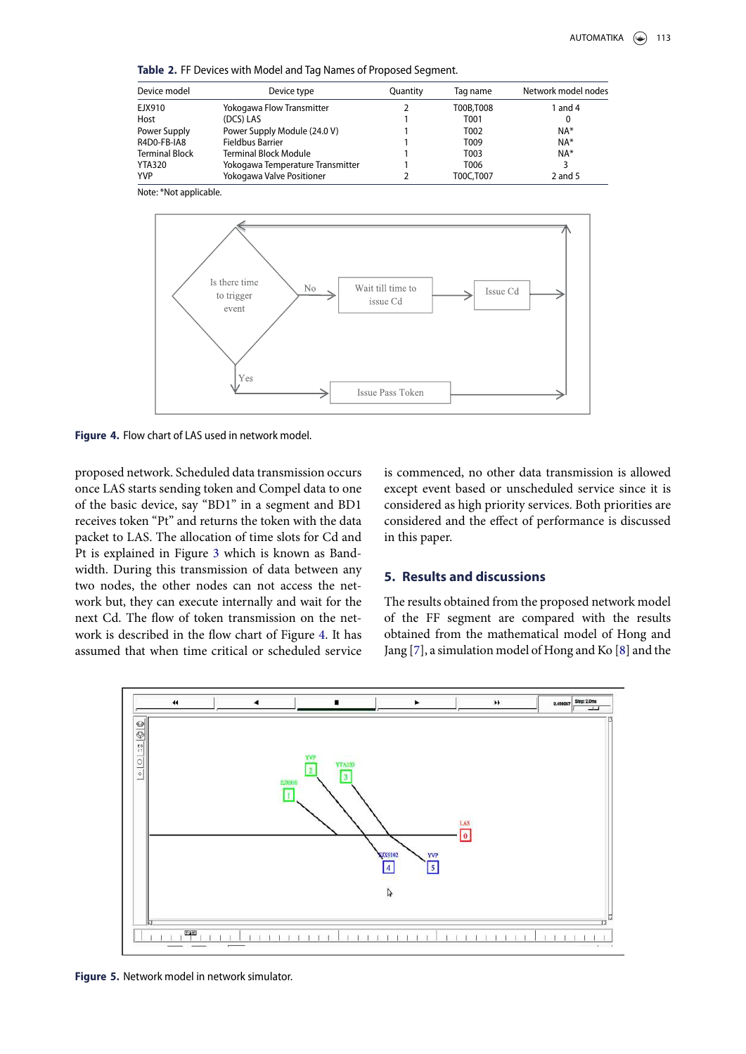**Table 2.** FF Devices with Model and Tag Names of Proposed Segment.

| Device model | Device type | Quantity | Tag name | Network model nodes |
|---|---|---|---|---|
| EJX910 | Yokogawa Flow Transmitter | 2 | T00B,T008 | 1 and 4 |
| Host | (DCS) LAS | 1 | T001 | 0 |
| Power Supply | Power Supply Module (24.0 V) | 1 | T002 | NA* |
| R4D0-FB-IA8 | Fieldbus Barrier | 1 | T009 | NA* |
| Terminal Block | Terminal Block Module | 1 | T003 | NA* |
| YTA320 | Yokogawa Temperature Transmitter | 1 | T006 | 3 |
| YVP | Yokogawa Valve Positioner | 2 | T00C,T007 | 2 and 5 |

Note: *Not applicable.

**Figure 4.** Flow chart of LAS used in network model.

proposed network. Scheduled data transmission occurs once LAS starts sending token and Compel data to one of the basic device, say "BD1" in a segment and BD1 receives token "Pt" and returns the token with the data packet to LAS. The allocation of time slots for Cd and Pt is explained in Figure 3 which is known as Bandwidth. During this transmission of data between any two nodes, the other nodes can not access the network but, they can execute internally and wait for the next Cd. The flow of token transmission on the network is described in the flow chart of Figure 4. It has assumed that when time critical or scheduled service is commenced, no other data transmission is allowed except event based or unscheduled service since it is considered as high priority services. Both priorities are considered and the effect of performance is discussed in this paper.

## 5. Results and discussions

The results obtained from the proposed network model of the FF segment are compared with the results obtained from the mathematical model of Hong and Jang [7], a simulation model of Hong and Ko [8] and the

**Figure 5.** Network model in network simulator.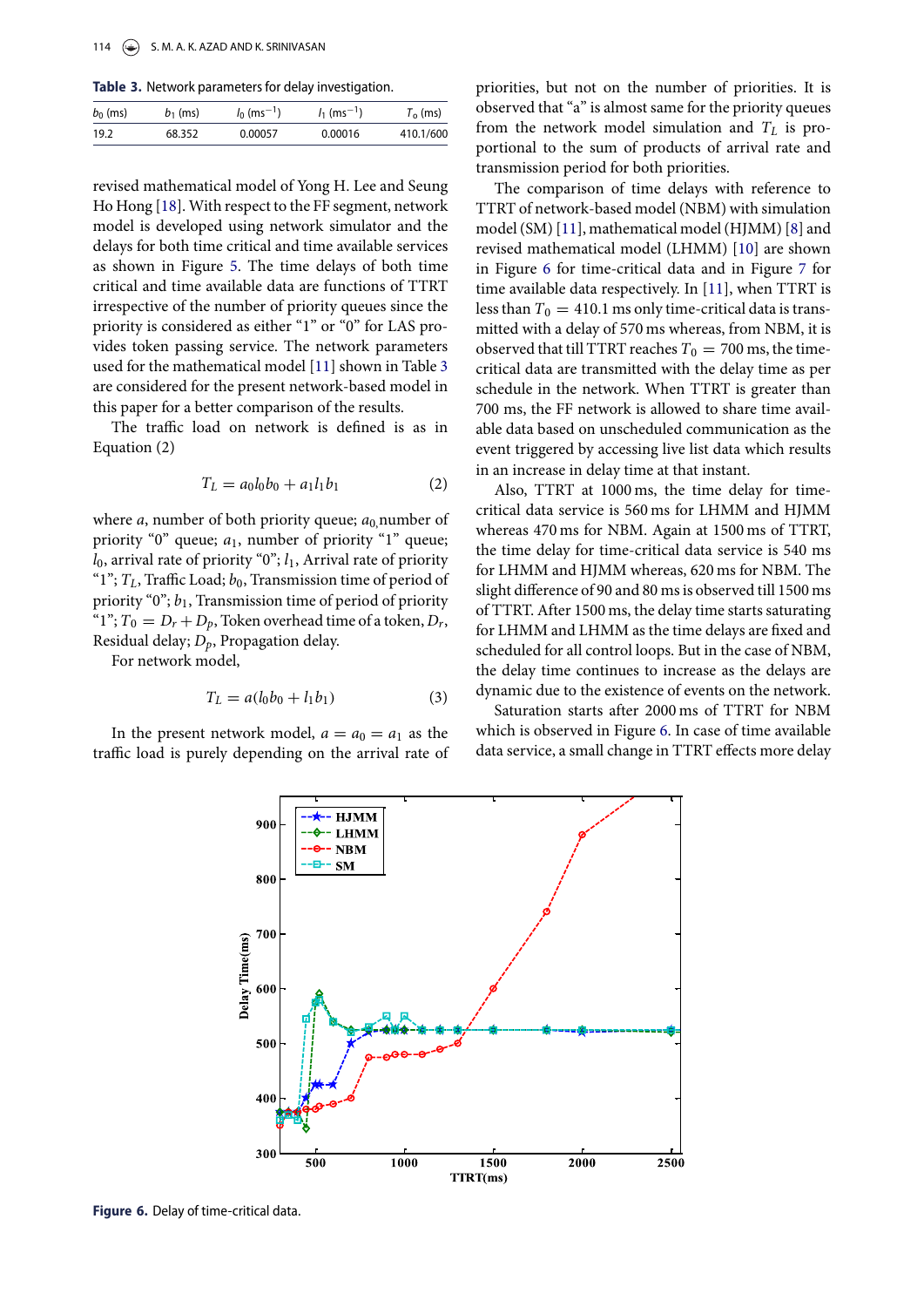**Table 3.** Network parameters for delay investigation.

| $b_0$ (ms) | $b_1$ (ms) | $l_0$ (ms$^{-1}$) | $l_1$ (ms$^{-1}$) | $T_o$ (ms) |
|---|---|---|---|---|
| 19.2 | 68.352 | 0.00057 | 0.00016 | 410.1/600 |

revised mathematical model of Yong H. Lee and Seung Ho Hong [18]. With respect to the FF segment, network model is developed using network simulator and the delays for both time critical and time available services as shown in Figure 5. The time delays of both time critical and time available data are functions of TTRT irrespective of the number of priority queues since the priority is considered as either "1" or "0" for LAS provides token passing service. The network parameters used for the mathematical model [11] shown in Table 3 are considered for the present network-based model in this paper for a better comparison of the results.

The traffic load on network is defined is as in Equation (2)

$$T_L = a_0 l_0 b_0 + a_1 l_1 b_1 \tag{2}$$

where $a$, number of both priority queue; $a_0$, number of priority "0" queue; $a_1$, number of priority "1" queue; $l_0$, arrival rate of priority "0"; $l_1$, Arrival rate of priority "1"; $T_L$, Traffic Load; $b_0$, Transmission time of period of priority "0"; $b_1$, Transmission time of period of priority "1"; $T_0 = D_r + D_p$, Token overhead time of a token, $D_r$, Residual delay; $D_p$, Propagation delay.

For network model,

$$T_L = a(l_0 b_0 + l_1 b_1) \tag{3}$$

In the present network model, $a = a_0 = a_1$ as the traffic load is purely depending on the arrival rate of priorities, but not on the number of priorities. It is observed that "a" is almost same for the priority queues from the network model simulation and $T_L$ is proportional to the sum of products of arrival rate and transmission period for both priorities.

The comparison of time delays with reference to TTRT of network-based model (NBM) with simulation model (SM) [11], mathematical model (HJMM) [8] and revised mathematical model (LHMM) [10] are shown in Figure 6 for time-critical data and in Figure 7 for time available data respectively. In [11], when TTRT is less than $T_0 = 410.1$ ms only time-critical data is transmitted with a delay of 570 ms whereas, from NBM, it is observed that till TTRT reaches $T_0 = 700$ ms, the time-critical data are transmitted with the delay time as per schedule in the network. When TTRT is greater than 700 ms, the FF network is allowed to share time available data based on unscheduled communication as the event triggered by accessing live list data which results in an increase in delay time at that instant.

Also, TTRT at 1000 ms, the time delay for time-critical data service is 560 ms for LHMM and HJMM whereas 470 ms for NBM. Again at 1500 ms of TTRT, the time delay for time-critical data service is 540 ms for LHMM and HJMM whereas, 620 ms for NBM. The slight difference of 90 and 80 ms is observed till 1500 ms of TTRT. After 1500 ms, the delay time starts saturating for LHMM and LHMM as the time delays are fixed and scheduled for all control loops. But in the case of NBM, the delay time continues to increase as the delays are dynamic due to the existence of events on the network.

Saturation starts after 2000 ms of TTRT for NBM which is observed in Figure 6. In case of time available data service, a small change in TTRT effects more delay

**Figure 6.** Delay of time-critical data.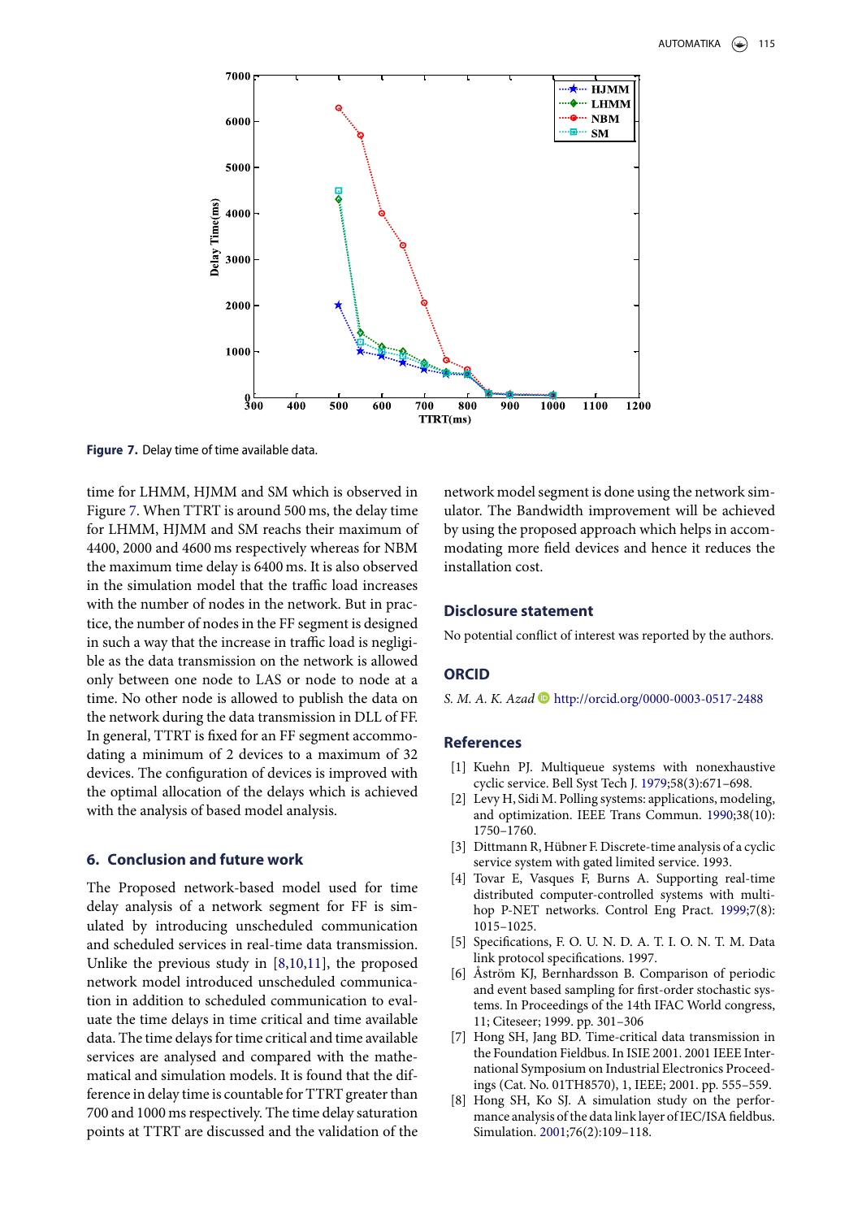**Figure 7.** Delay time of time available data.

time for LHMM, HJMM and SM which is observed in Figure 7. When TTRT is around 500 ms, the delay time for LHMM, HJMM and SM reachs their maximum of 4400, 2000 and 4600 ms respectively whereas for NBM the maximum time delay is 6400 ms. It is also observed in the simulation model that the traffic load increases with the number of nodes in the network. But in practice, the number of nodes in the FF segment is designed in such a way that the increase in traffic load is negligible as the data transmission on the network is allowed only between one node to LAS or node to node at a time. No other node is allowed to publish the data on the network during the data transmission in DLL of FF. In general, TTRT is fixed for an FF segment accommodating a minimum of 2 devices to a maximum of 32 devices. The configuration of devices is improved with the optimal allocation of the delays which is achieved with the analysis of based model analysis.

## 6. Conclusion and future work

The Proposed network-based model used for time delay analysis of a network segment for FF is simulated by introducing unscheduled communication and scheduled services in real-time data transmission. Unlike the previous study in [8,10,11], the proposed network model introduced unscheduled communication in addition to scheduled communication to evaluate the time delays in time critical and time available data. The time delays for time critical and time available services are analysed and compared with the mathematical and simulation models. It is found that the difference in delay time is countable for TTRT greater than 700 and 1000 ms respectively. The time delay saturation points at TTRT are discussed and the validation of the network model segment is done using the network simulator. The Bandwidth improvement will be achieved by using the proposed approach which helps in accommodating more field devices and hence it reduces the installation cost.

## Disclosure statement

No potential conflict of interest was reported by the authors.

## ORCID

*S. M. A. K. Azad* http://orcid.org/0000-0003-0517-2488

## References

[1] Kuehn PJ. Multiqueue systems with nonexhaustive cyclic service. Bell Syst Tech J. 1979;58(3):671–698.

[2] Levy H, Sidi M. Polling systems: applications, modeling, and optimization. IEEE Trans Commun. 1990;38(10): 1750–1760.

[3] Dittmann R, Hübner F. Discrete-time analysis of a cyclic service system with gated limited service. 1993.

[4] Tovar E, Vasques F, Burns A. Supporting real-time distributed computer-controlled systems with multi-hop P-NET networks. Control Eng Pract. 1999;7(8): 1015–1025.

[5] Specifications, F. O. U. N. D. A. T. I. O. N. T. M. Data link protocol specifications. 1997.

[6] Åström KJ, Bernhardsson B. Comparison of periodic and event based sampling for first-order stochastic systems. In Proceedings of the 14th IFAC World congress, 11; Citeseer; 1999. pp. 301–306

[7] Hong SH, Jang BD. Time-critical data transmission in the Foundation Fieldbus. In ISIE 2001. 2001 IEEE International Symposium on Industrial Electronics Proceedings (Cat. No. 01TH8570), 1, IEEE; 2001. pp. 555–559.

[8] Hong SH, Ko SJ. A simulation study on the performance analysis of the data link layer of IEC/ISA fieldbus. Simulation. 2001;76(2):109–118.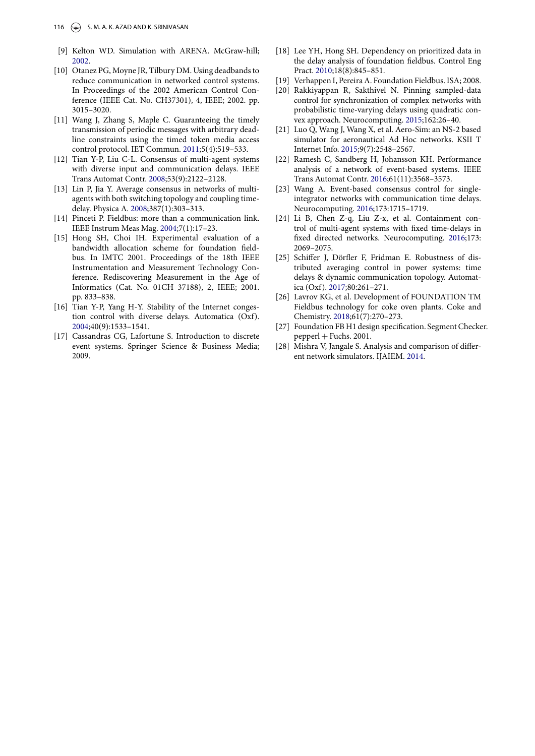[9] Kelton WD. Simulation with ARENA. McGraw-hill; 2002.

[10] Otanez PG, Moyne JR, Tilbury DM. Using deadbands to reduce communication in networked control systems. In Proceedings of the 2002 American Control Conference (IEEE Cat. No. CH37301), 4, IEEE; 2002. pp. 3015–3020.

[11] Wang J, Zhang S, Maple C. Guaranteeing the timely transmission of periodic messages with arbitrary deadline constraints using the timed token media access control protocol. IET Commun. 2011;5(4):519–533.

[12] Tian Y-P, Liu C-L. Consensus of multi-agent systems with diverse input and communication delays. IEEE Trans Automat Contr. 2008;53(9):2122–2128.

[13] Lin P, Jia Y. Average consensus in networks of multi-agents with both switching topology and coupling time-delay. Physica A. 2008;387(1):303–313.

[14] Pinceti P. Fieldbus: more than a communication link. IEEE Instrum Meas Mag. 2004;7(1):17–23.

[15] Hong SH, Choi IH. Experimental evaluation of a bandwidth allocation scheme for foundation fieldbus. In IMTC 2001. Proceedings of the 18th IEEE Instrumentation and Measurement Technology Conference. Rediscovering Measurement in the Age of Informatics (Cat. No. 01CH 37188), 2, IEEE; 2001. pp. 833–838.

[16] Tian Y-P, Yang H-Y. Stability of the Internet congestion control with diverse delays. Automatica (Oxf). 2004;40(9):1533–1541.

[17] Cassandras CG, Lafortune S. Introduction to discrete event systems. Springer Science & Business Media; 2009.

[18] Lee YH, Hong SH. Dependency on prioritized data in the delay analysis of foundation fieldbus. Control Eng Pract. 2010;18(8):845–851.

[19] Verhappen I, Pereira A. Foundation Fieldbus. ISA; 2008.

[20] Rakkiyappan R, Sakthivel N. Pinning sampled-data control for synchronization of complex networks with probabilistic time-varying delays using quadratic convex approach. Neurocomputing. 2015;162:26–40.

[21] Luo Q, Wang J, Wang X, et al. Aero-Sim: an NS-2 based simulator for aeronautical Ad Hoc networks. KSII T Internet Info. 2015;9(7):2548–2567.

[22] Ramesh C, Sandberg H, Johansson KH. Performance analysis of a network of event-based systems. IEEE Trans Automat Contr. 2016;61(11):3568–3573.

[23] Wang A. Event-based consensus control for single-integrator networks with communication time delays. Neurocomputing. 2016;173:1715–1719.

[24] Li B, Chen Z-q, Liu Z-x, et al. Containment control of multi-agent systems with fixed time-delays in fixed directed networks. Neurocomputing. 2016;173:2069–2075.

[25] Schiffer J, Dörfler F, Fridman E. Robustness of distributed averaging control in power systems: time delays & dynamic communication topology. Automatica (Oxf). 2017;80:261–271.

[26] Lavrov KG, et al. Development of FOUNDATION TM Fieldbus technology for coke oven plants. Coke and Chemistry. 2018;61(7):270–273.

[27] Foundation FB H1 design specification. Segment Checker. pepperl + Fuchs. 2001.

[28] Mishra V, Jangale S. Analysis and comparison of different network simulators. IJAIEM. 2014.